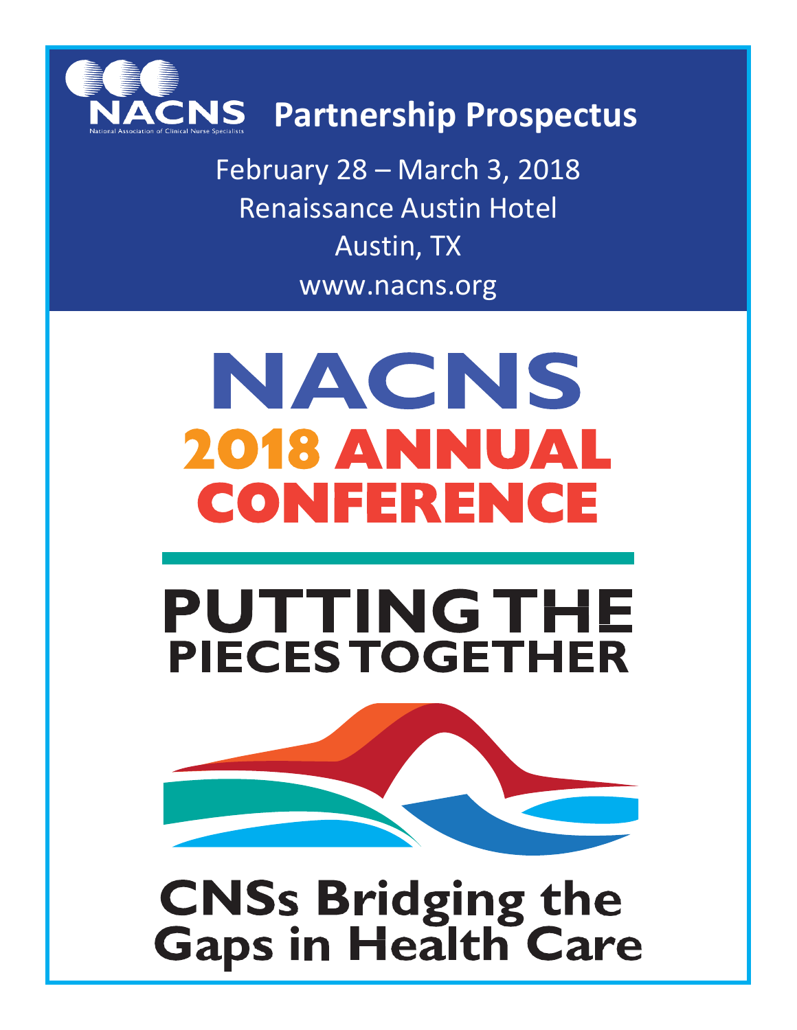NACCNS

National Association of Clinical Nurse Specialists

# Partnership Prospectus

February 28 – March 3, 2018

Renaissance Austin Hotel

Austin, TX

www.nacns.org

# NACNS 2018 ANNUAL CONFERENCE

## PUTTING THE PIECES TOGETHER

## CNSs Bridging the Gaps in Health Care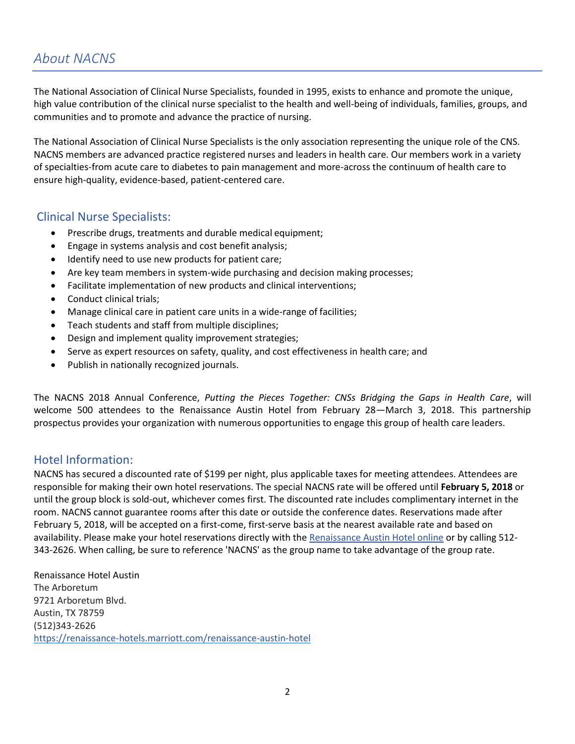# *About NACNS*

The National Association of Clinical Nurse Specialists, founded in 1995, exists to enhance and promote the unique, high value contribution of the clinical nurse specialist to the health and well-being of individuals, families, groups, and communities and to promote and advance the practice of nursing.

The National Association of Clinical Nurse Specialists is the only association representing the unique role of the CNS. NACNS members are advanced practice registered nurses and leaders in health care. Our members work in a variety of specialties-from acute care to diabetes to pain management and more-across the continuum of health care to ensure high-quality, evidence-based, patient-centered care.

## Clinical Nurse Specialists:

- Prescribe drugs, treatments and durable medical equipment;
- Engage in systems analysis and cost benefit analysis;
- Identify need to use new products for patient care;
- Are key team members in system-wide purchasing and decision making processes;
- Facilitate implementation of new products and clinical interventions;
- Conduct clinical trials;
- Manage clinical care in patient care units in a wide-range of facilities;
- Teach students and staff from multiple disciplines;
- Design and implement quality improvement strategies;
- Serve as expert resources on safety, quality, and cost effectiveness in health care; and
- Publish in nationally recognized journals.

The NACNS 2018 Annual Conference, *Putting the Pieces Together: CNSs Bridging the Gaps in Health Care*, will welcome 500 attendees to the Renaissance Austin Hotel from February 28—March 3, 2018. This partnership prospectus provides your organization with numerous opportunities to engage this group of health care leaders.

## Hotel Information:

NACNS has secured a discounted rate of $199 per night, plus applicable taxes for meeting attendees. Attendees are responsible for making their own hotel reservations. The special NACNS rate will be offered until **February 5, 2018** or until the group block is sold-out, whichever comes first. The discounted rate includes complimentary internet in the room. NACNS cannot guarantee rooms after this date or outside the conference dates. Reservations made after February 5, 2018, will be accepted on a first-come, first-serve basis at the nearest available rate and based on availability. Please make your hotel reservations directly with the Renaissance Austin Hotel online or by calling 512-343-2626. When calling, be sure to reference 'NACNS' as the group name to take advantage of the group rate.

Renaissance Hotel Austin
The Arboretum
9721 Arboretum Blvd.
Austin, TX 78759
(512)343-2626
https://renaissance-hotels.marriott.com/renaissance-austin-hotel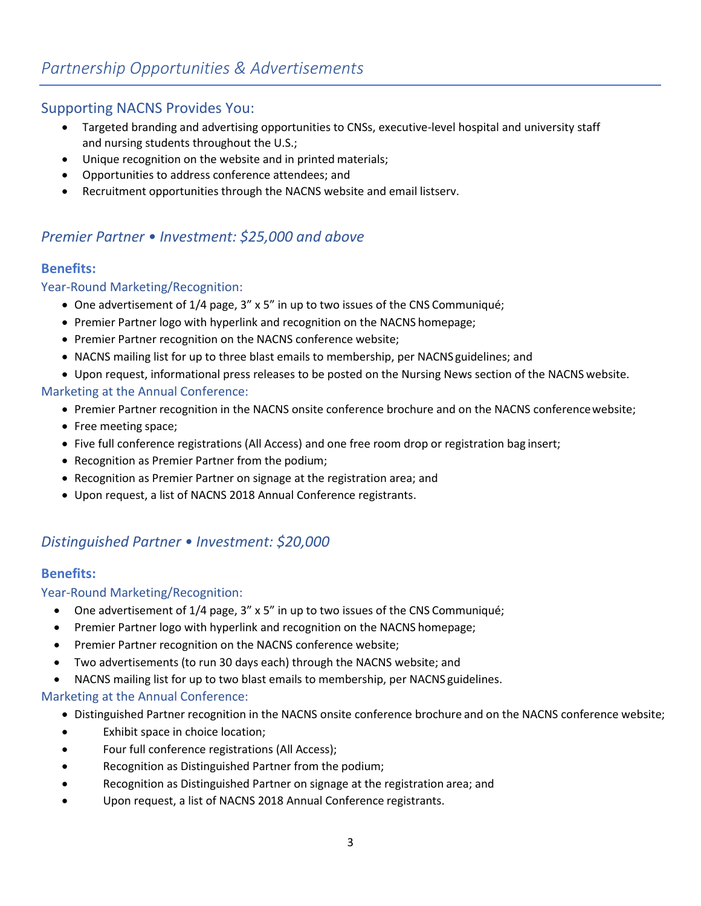# *Partnership Opportunities & Advertisements*

## Supporting NACNS Provides You:

- Targeted branding and advertising opportunities to CNSs, executive-level hospital and university staff and nursing students throughout the U.S.;
- Unique recognition on the website and in printed materials;
- Opportunities to address conference attendees; and
- Recruitment opportunities through the NACNS website and email listserv.

## *Premier Partner • Investment: $25,000 and above*

### Benefits:

#### Year-Round Marketing/Recognition:

- One advertisement of 1/4 page, 3" x 5" in up to two issues of the CNS Communiqué;
- Premier Partner logo with hyperlink and recognition on the NACNS homepage;
- Premier Partner recognition on the NACNS conference website;
- NACNS mailing list for up to three blast emails to membership, per NACNS guidelines; and
- Upon request, informational press releases to be posted on the Nursing News section of the NACNS website.

#### Marketing at the Annual Conference:

- Premier Partner recognition in the NACNS onsite conference brochure and on the NACNS conference website;
- Free meeting space;
- Five full conference registrations (All Access) and one free room drop or registration bag insert;
- Recognition as Premier Partner from the podium;
- Recognition as Premier Partner on signage at the registration area; and
- Upon request, a list of NACNS 2018 Annual Conference registrants.

## *Distinguished Partner • Investment: $20,000*

### Benefits:

#### Year-Round Marketing/Recognition:

- One advertisement of 1/4 page, 3" x 5" in up to two issues of the CNS Communiqué;
- Premier Partner logo with hyperlink and recognition on the NACNS homepage;
- Premier Partner recognition on the NACNS conference website;
- Two advertisements (to run 30 days each) through the NACNS website; and
- NACNS mailing list for up to two blast emails to membership, per NACNS guidelines.

#### Marketing at the Annual Conference:

- Distinguished Partner recognition in the NACNS onsite conference brochure and on the NACNS conference website;
- Exhibit space in choice location;
- Four full conference registrations (All Access);
- Recognition as Distinguished Partner from the podium;
- Recognition as Distinguished Partner on signage at the registration area; and
- Upon request, a list of NACNS 2018 Annual Conference registrants.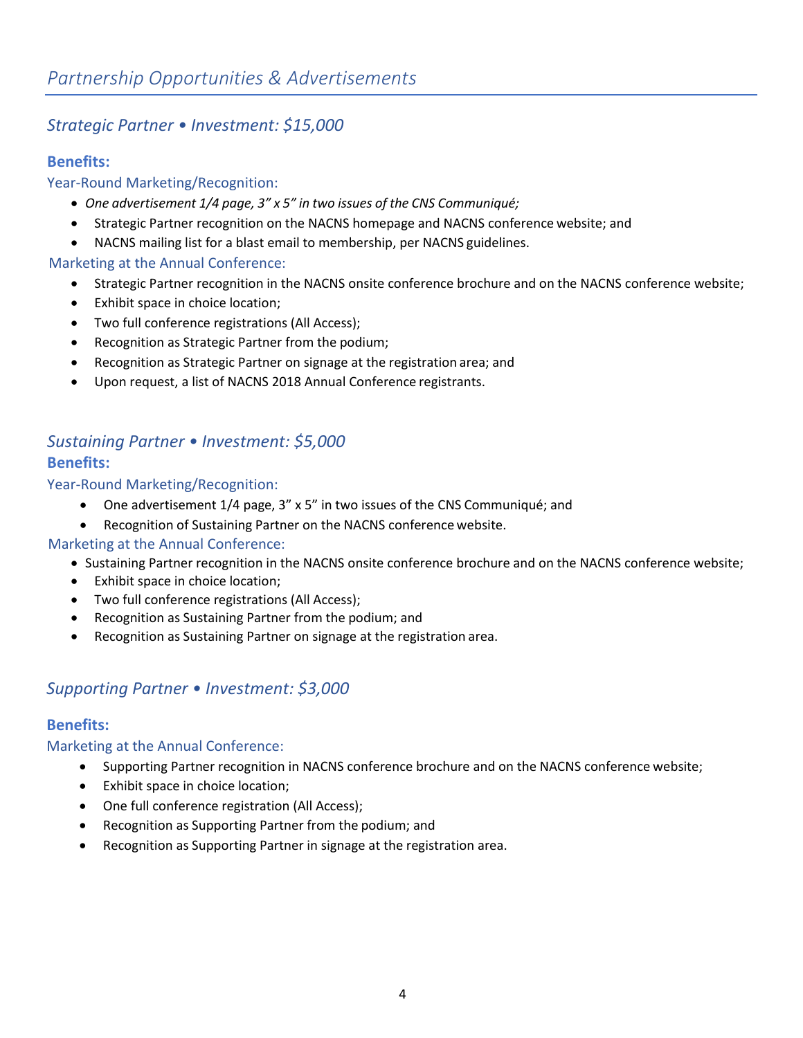## *Partnership Opportunities & Advertisements*

### *Strategic Partner • Investment: $15,000*

**Benefits:**

Year-Round Marketing/Recognition:

- *One advertisement 1/4 page, 3" x 5" in two issues of the CNS Communiqué;*
- Strategic Partner recognition on the NACNS homepage and NACNS conference website; and
- NACNS mailing list for a blast email to membership, per NACNS guidelines.

Marketing at the Annual Conference:

- Strategic Partner recognition in the NACNS onsite conference brochure and on the NACNS conference website;
- Exhibit space in choice location;
- Two full conference registrations (All Access);
- Recognition as Strategic Partner from the podium;
- Recognition as Strategic Partner on signage at the registration area; and
- Upon request, a list of NACNS 2018 Annual Conference registrants.

### *Sustaining Partner • Investment: $5,000*

**Benefits:**

Year-Round Marketing/Recognition:

- One advertisement 1/4 page, 3" x 5" in two issues of the CNS Communiqué; and
- Recognition of Sustaining Partner on the NACNS conference website.

Marketing at the Annual Conference:

- Sustaining Partner recognition in the NACNS onsite conference brochure and on the NACNS conference website;
- Exhibit space in choice location;
- Two full conference registrations (All Access);
- Recognition as Sustaining Partner from the podium; and
- Recognition as Sustaining Partner on signage at the registration area.

### *Supporting Partner • Investment: $3,000*

**Benefits:**

Marketing at the Annual Conference:

- Supporting Partner recognition in NACNS conference brochure and on the NACNS conference website;
- Exhibit space in choice location;
- One full conference registration (All Access);
- Recognition as Supporting Partner from the podium; and
- Recognition as Supporting Partner in signage at the registration area.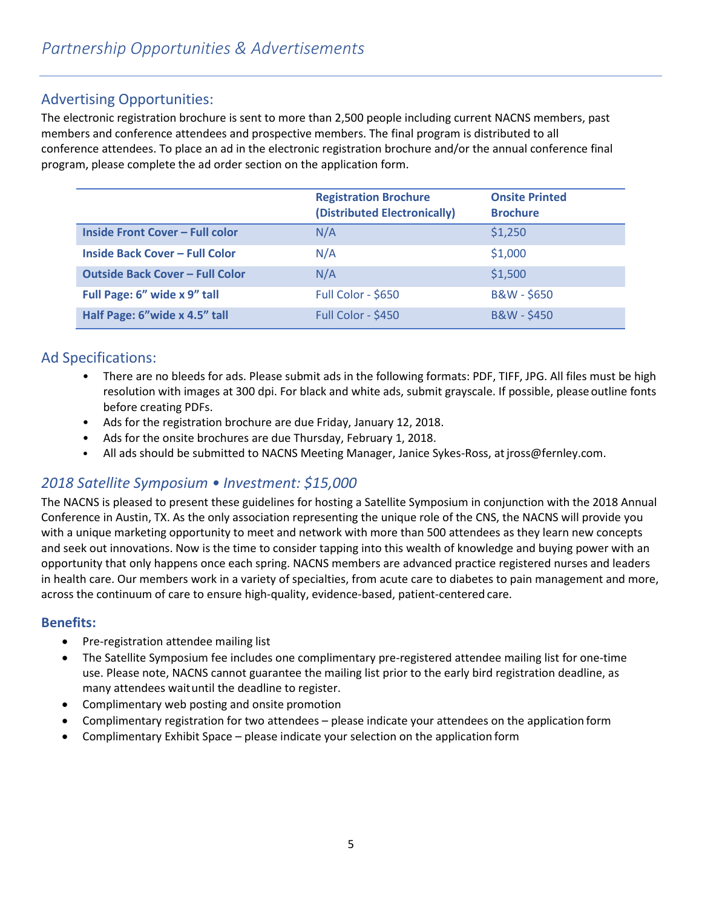# *Partnership Opportunities & Advertisements*

## Advertising Opportunities:

The electronic registration brochure is sent to more than 2,500 people including current NACNS members, past members and conference attendees and prospective members. The final program is distributed to all conference attendees. To place an ad in the electronic registration brochure and/or the annual conference final program, please complete the ad order section on the application form.

| | Registration Brochure (Distributed Electronically) | Onsite Printed Brochure |
|---|---|---|
| **Inside Front Cover – Full color** | N/A | $1,250 |
| **Inside Back Cover – Full Color** | N/A | $1,000 |
| **Outside Back Cover – Full Color** | N/A | $1,500 |
| **Full Page: 6" wide x 9" tall** | Full Color - $650 | B&W - $650 |
| **Half Page: 6"wide x 4.5" tall** | Full Color - $450 | B&W - $450 |

## Ad Specifications:

- There are no bleeds for ads. Please submit ads in the following formats: PDF, TIFF, JPG. All files must be high resolution with images at 300 dpi. For black and white ads, submit grayscale. If possible, please outline fonts before creating PDFs.
- Ads for the registration brochure are due Friday, January 12, 2018.
- Ads for the onsite brochures are due Thursday, February 1, 2018.
- All ads should be submitted to NACNS Meeting Manager, Janice Sykes-Ross, at jross@fernley.com.

## *2018 Satellite Symposium • Investment: $15,000*

The NACNS is pleased to present these guidelines for hosting a Satellite Symposium in conjunction with the 2018 Annual Conference in Austin, TX. As the only association representing the unique role of the CNS, the NACNS will provide you with a unique marketing opportunity to meet and network with more than 500 attendees as they learn new concepts and seek out innovations. Now is the time to consider tapping into this wealth of knowledge and buying power with an opportunity that only happens once each spring. NACNS members are advanced practice registered nurses and leaders in health care. Our members work in a variety of specialties, from acute care to diabetes to pain management and more, across the continuum of care to ensure high-quality, evidence-based, patient-centered care.

### Benefits:

- Pre-registration attendee mailing list
- The Satellite Symposium fee includes one complimentary pre-registered attendee mailing list for one-time use. Please note, NACNS cannot guarantee the mailing list prior to the early bird registration deadline, as many attendees wait until the deadline to register.
- Complimentary web posting and onsite promotion
- Complimentary registration for two attendees – please indicate your attendees on the application form
- Complimentary Exhibit Space – please indicate your selection on the application form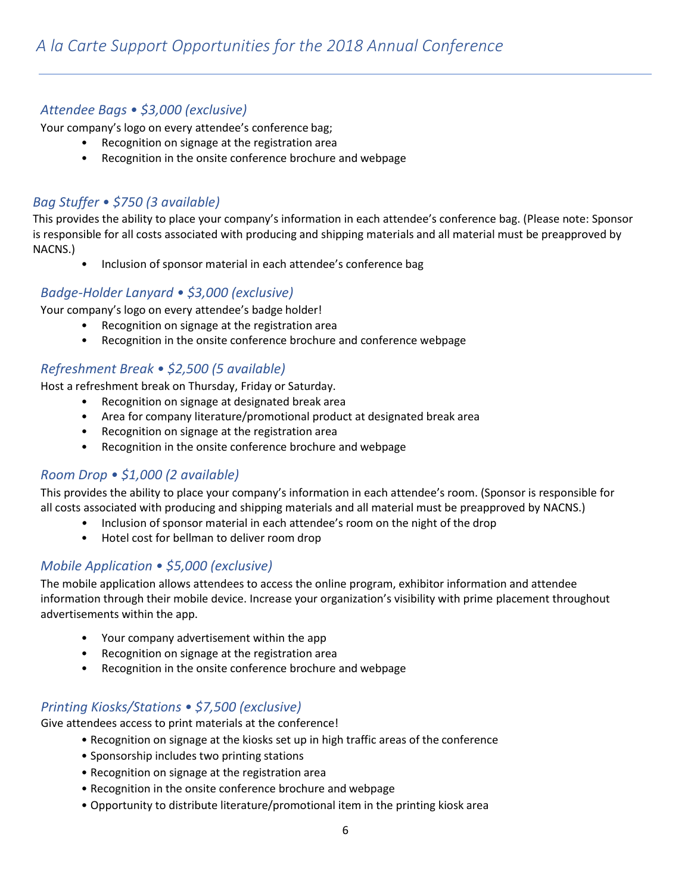# *A la Carte Support Opportunities for the 2018 Annual Conference*

## *Attendee Bags • $3,000 (exclusive)*

Your company's logo on every attendee's conference bag;

- Recognition on signage at the registration area
- Recognition in the onsite conference brochure and webpage

## *Bag Stuffer • $750 (3 available)*

This provides the ability to place your company's information in each attendee's conference bag. (Please note: Sponsor is responsible for all costs associated with producing and shipping materials and all material must be preapproved by NACNS.)

- Inclusion of sponsor material in each attendee's conference bag

## *Badge-Holder Lanyard • $3,000 (exclusive)*

Your company's logo on every attendee's badge holder!

- Recognition on signage at the registration area
- Recognition in the onsite conference brochure and conference webpage

## *Refreshment Break • $2,500 (5 available)*

Host a refreshment break on Thursday, Friday or Saturday.

- Recognition on signage at designated break area
- Area for company literature/promotional product at designated break area
- Recognition on signage at the registration area
- Recognition in the onsite conference brochure and webpage

## *Room Drop • $1,000 (2 available)*

This provides the ability to place your company's information in each attendee's room. (Sponsor is responsible for all costs associated with producing and shipping materials and all material must be preapproved by NACNS.)

- Inclusion of sponsor material in each attendee's room on the night of the drop
- Hotel cost for bellman to deliver room drop

## *Mobile Application • $5,000 (exclusive)*

The mobile application allows attendees to access the online program, exhibitor information and attendee information through their mobile device. Increase your organization's visibility with prime placement throughout advertisements within the app.

- Your company advertisement within the app
- Recognition on signage at the registration area
- Recognition in the onsite conference brochure and webpage

## *Printing Kiosks/Stations • $7,500 (exclusive)*

Give attendees access to print materials at the conference!

- Recognition on signage at the kiosks set up in high traffic areas of the conference
- Sponsorship includes two printing stations
- Recognition on signage at the registration area
- Recognition in the onsite conference brochure and webpage
- Opportunity to distribute literature/promotional item in the printing kiosk area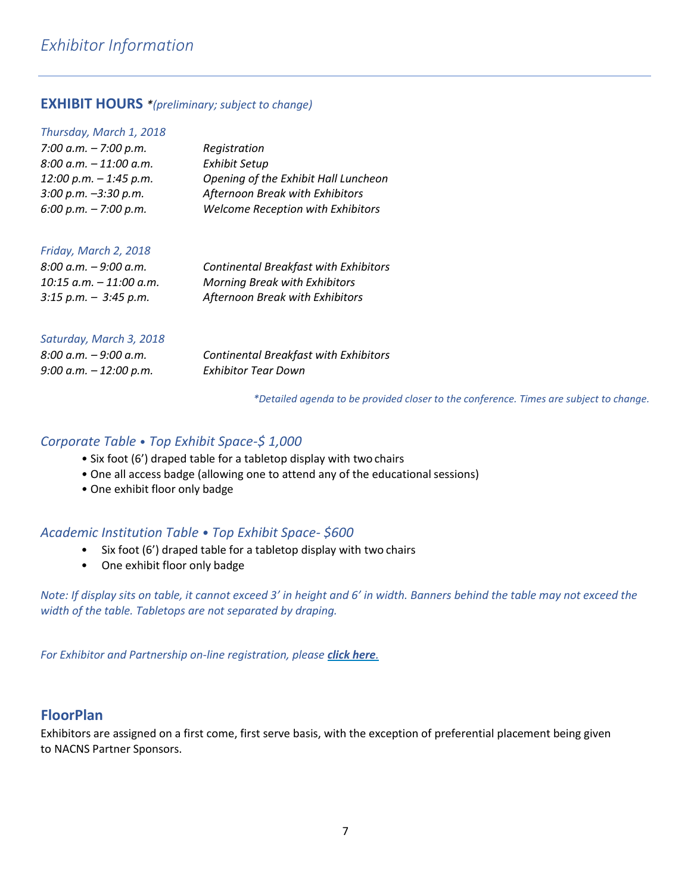# *Exhibitor Information*

## EXHIBIT HOURS *(preliminary; subject to change)*

*Thursday, March 1, 2018*

| | |
|---|---|
| *7:00 a.m. – 7:00 p.m.* | *Registration* |
| *8:00 a.m. – 11:00 a.m.* | *Exhibit Setup* |
| *12:00 p.m. – 1:45 p.m.* | *Opening of the Exhibit Hall Luncheon* |
| *3:00 p.m. –3:30 p.m.* | *Afternoon Break with Exhibitors* |
| *6:00 p.m. – 7:00 p.m.* | *Welcome Reception with Exhibitors* |

*Friday, March 2, 2018*

| | |
|---|---|
| *8:00 a.m. – 9:00 a.m.* | *Continental Breakfast with Exhibitors* |
| *10:15 a.m. – 11:00 a.m.* | *Morning Break with Exhibitors* |
| *3:15 p.m. – 3:45 p.m.* | *Afternoon Break with Exhibitors* |

*Saturday, March 3, 2018*

| | |
|---|---|
| *8:00 a.m. – 9:00 a.m.* | *Continental Breakfast with Exhibitors* |
| *9:00 a.m. – 12:00 p.m.* | *Exhibitor Tear Down* |

*\*Detailed agenda to be provided closer to the conference. Times are subject to change.*

### *Corporate Table • Top Exhibit Space-$ 1,000*

- Six foot (6') draped table for a tabletop display with two chairs
- One all access badge (allowing one to attend any of the educational sessions)
- One exhibit floor only badge

### *Academic Institution Table • Top Exhibit Space- $600*

- Six foot (6') draped table for a tabletop display with two chairs
- One exhibit floor only badge

*Note: If display sits on table, it cannot exceed 3' in height and 6' in width. Banners behind the table may not exceed the width of the table. Tabletops are not separated by draping.*

*For Exhibitor and Partnership on-line registration, please **click here**.*

## FloorPlan

Exhibitors are assigned on a first come, first serve basis, with the exception of preferential placement being given to NACNS Partner Sponsors.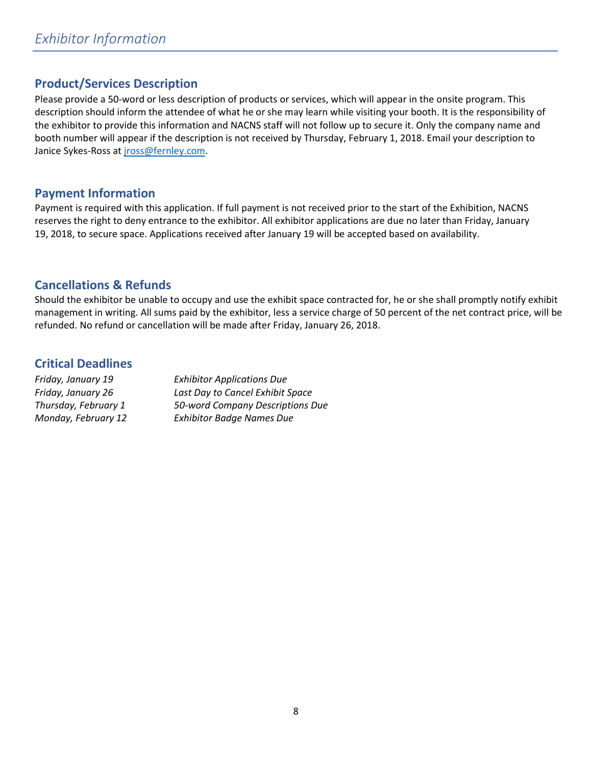# *Exhibitor Information*

## Product/Services Description

Please provide a 50-word or less description of products or services, which will appear in the onsite program. This description should inform the attendee of what he or she may learn while visiting your booth. It is the responsibility of the exhibitor to provide this information and NACNS staff will not follow up to secure it. Only the company name and booth number will appear if the description is not received by Thursday, February 1, 2018. Email your description to Janice Sykes-Ross at jross@fernley.com.

## Payment Information

Payment is required with this application. If full payment is not received prior to the start of the Exhibition, NACNS reserves the right to deny entrance to the exhibitor. All exhibitor applications are due no later than Friday, January 19, 2018, to secure space. Applications received after January 19 will be accepted based on availability.

## Cancellations & Refunds

Should the exhibitor be unable to occupy and use the exhibit space contracted for, he or she shall promptly notify exhibit management in writing. All sums paid by the exhibitor, less a service charge of 50 percent of the net contract price, will be refunded. No refund or cancellation will be made after Friday, January 26, 2018.

## Critical Deadlines

| | |
|---|---|
| *Friday, January 19* | *Exhibitor Applications Due* |
| *Friday, January 26* | *Last Day to Cancel Exhibit Space* |
| *Thursday, February 1* | *50-word Company Descriptions Due* |
| *Monday, February 12* | *Exhibitor Badge Names Due* |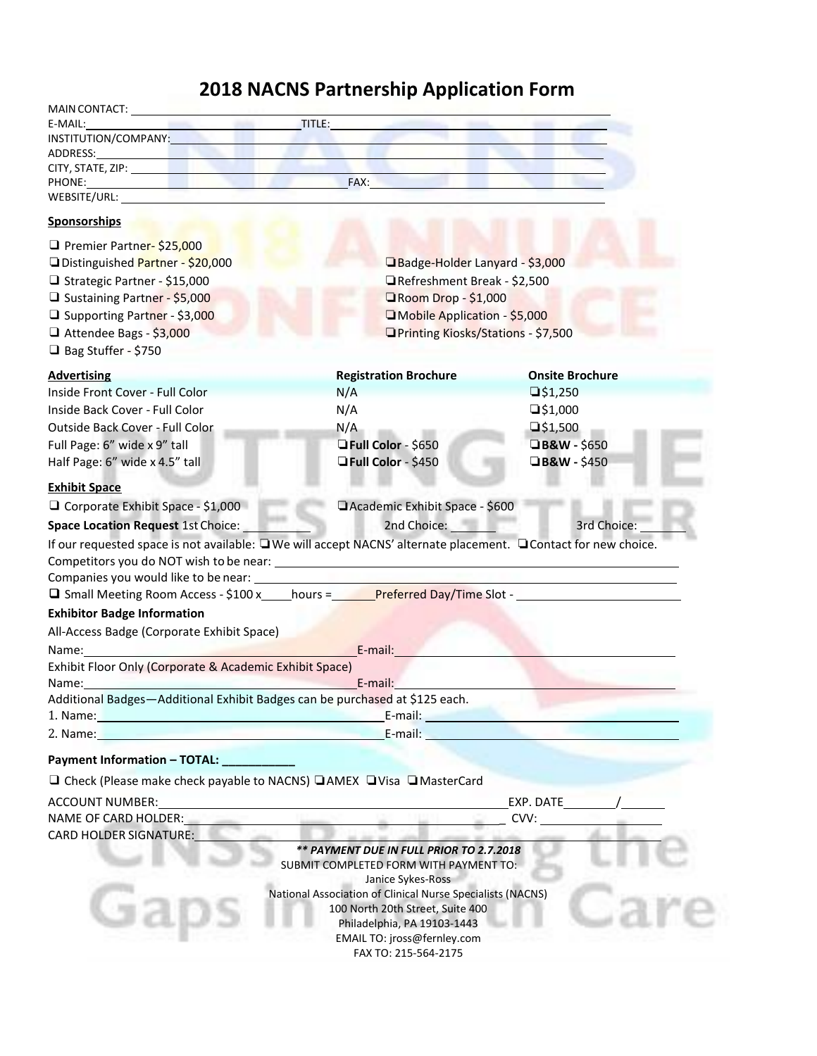# 2018 NACNS Partnership Application Form

MAIN CONTACT: ______________________________

E-MAIL: ______________________ TITLE: ______________________

INSTITUTION/COMPANY: ______________________________

ADDRESS: ______________________________

CITY, STATE, ZIP: ______________________________

PHONE: ______________________ FAX: ______________________

WEBSITE/URL: ______________________________

**Sponsorships**

- ❑ Premier Partner- $25,000
- ❑ Distinguished Partner - $20,000
- ❑ Strategic Partner - $15,000
- ❑ Sustaining Partner - $5,000
- ❑ Supporting Partner - $3,000
- ❑ Attendee Bags - $3,000
- ❑ Bag Stuffer - $750
- ❑ Badge-Holder Lanyard - $3,000
- ❑ Refreshment Break - $2,500
- ❑ Room Drop - $1,000
- ❑ Mobile Application - $5,000
- ❑ Printing Kiosks/Stations - $7,500

| **Advertising** | **Registration Brochure** | **Onsite Brochure** |
|---|---|---|
| Inside Front Cover - Full Color | N/A | ❑ $1,250 |
| Inside Back Cover - Full Color | N/A | ❑ $1,000 |
| Outside Back Cover - Full Color | N/A | ❑ $1,500 |
| Full Page: 6" wide x 9" tall | ❑ **Full Color** - $650 | ❑ **B&W -** $650 |
| Half Page: 6" wide x 4.5" tall | ❑ **Full Color** - $450 | ❑ **B&W -** $450 |

**Exhibit Space**

❑ Corporate Exhibit Space - $1,000 ❑ Academic Exhibit Space - $600

**Space Location Request** 1st Choice: ________ 2nd Choice: ________ 3rd Choice: ________

If our requested space is not available: ❑ We will accept NACNS' alternate placement. ❑ Contact for new choice.

Competitors you do NOT wish to be near: ______________________________

Companies you would like to be near: ______________________________

❑ Small Meeting Room Access - $100 x_____hours =_______ Preferred Day/Time Slot - ______________

**Exhibitor Badge Information**

All-Access Badge (Corporate Exhibit Space)

Name: ______________________ E-mail: ______________________

Exhibit Floor Only (Corporate & Academic Exhibit Space)

Name: ______________________ E-mail: ______________________

Additional Badges—Additional Exhibit Badges can be purchased at $125 each.

1. Name: ______________________ E-mail: ______________________
2. Name: ______________________ E-mail: ______________________

**Payment Information – TOTAL: ___________**

❑ Check (Please make check payable to NACNS) ❑ AMEX ❑ Visa ❑ MasterCard

ACCOUNT NUMBER: ______________________ EXP. DATE ______/______

NAME OF CARD HOLDER: ______________________ CVV: ______________

CARD HOLDER SIGNATURE: ______________________

***\*\* PAYMENT DUE IN FULL PRIOR TO 2.7.2018***

SUBMIT COMPLETED FORM WITH PAYMENT TO:

Janice Sykes-Ross

National Association of Clinical Nurse Specialists (NACNS)

100 North 20th Street, Suite 400

Philadelphia, PA 19103-1443

EMAIL TO: jross@fernley.com

FAX TO: 215-564-2175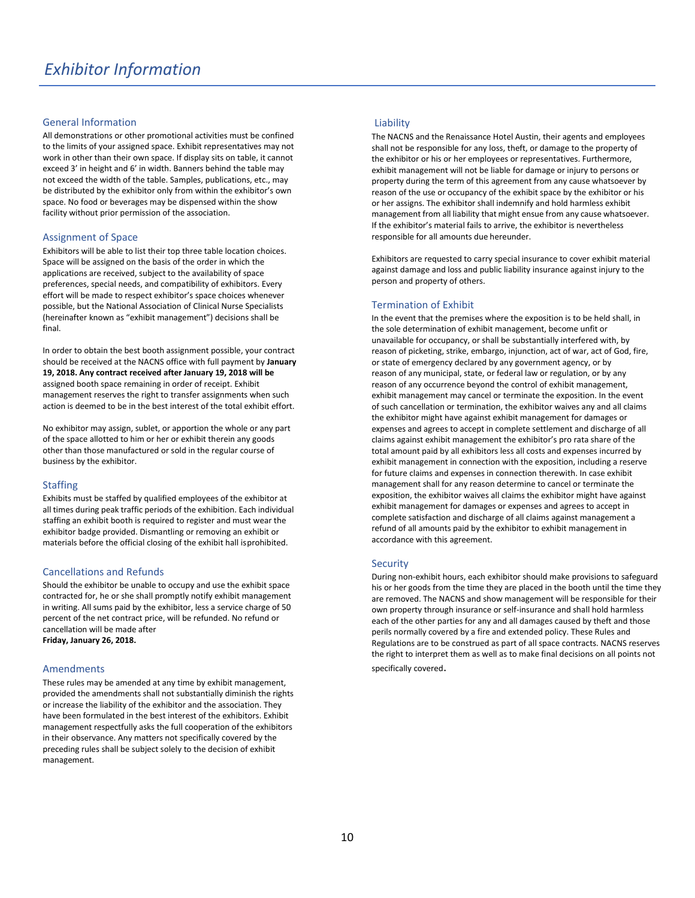# Exhibitor Information

## General Information

All demonstrations or other promotional activities must be confined to the limits of your assigned space. Exhibit representatives may not work in other than their own space. If display sits on table, it cannot exceed 3' in height and 6' in width. Banners behind the table may not exceed the width of the table. Samples, publications, etc., may be distributed by the exhibitor only from within the exhibitor's own space. No food or beverages may be dispensed within the show facility without prior permission of the association.

## Assignment of Space

Exhibitors will be able to list their top three table location choices. Space will be assigned on the basis of the order in which the applications are received, subject to the availability of space preferences, special needs, and compatibility of exhibitors. Every effort will be made to respect exhibitor's space choices whenever possible, but the National Association of Clinical Nurse Specialists (hereinafter known as "exhibit management") decisions shall be final.

In order to obtain the best booth assignment possible, your contract should be received at the NACNS office with full payment by **January 19, 2018. Any contract received after January 19, 2018 will be** assigned booth space remaining in order of receipt. Exhibit management reserves the right to transfer assignments when such action is deemed to be in the best interest of the total exhibit effort.

No exhibitor may assign, sublet, or apportion the whole or any part of the space allotted to him or her or exhibit therein any goods other than those manufactured or sold in the regular course of business by the exhibitor.

## Staffing

Exhibits must be staffed by qualified employees of the exhibitor at all times during peak traffic periods of the exhibition. Each individual staffing an exhibit booth is required to register and must wear the exhibitor badge provided. Dismantling or removing an exhibit or materials before the official closing of the exhibit hall is prohibited.

## Cancellations and Refunds

Should the exhibitor be unable to occupy and use the exhibit space contracted for, he or she shall promptly notify exhibit management in writing. All sums paid by the exhibitor, less a service charge of 50 percent of the net contract price, will be refunded. No refund or cancellation will be made after
**Friday, January 26, 2018.**

## Amendments

These rules may be amended at any time by exhibit management, provided the amendments shall not substantially diminish the rights or increase the liability of the exhibitor and the association. They have been formulated in the best interest of the exhibitors. Exhibit management respectfully asks the full cooperation of the exhibitors in their observance. Any matters not specifically covered by the preceding rules shall be subject solely to the decision of exhibit management.

## Liability

The NACNS and the Renaissance Hotel Austin, their agents and employees shall not be responsible for any loss, theft, or damage to the property of the exhibitor or his or her employees or representatives. Furthermore, exhibit management will not be liable for damage or injury to persons or property during the term of this agreement from any cause whatsoever by reason of the use or occupancy of the exhibit space by the exhibitor or his or her assigns. The exhibitor shall indemnify and hold harmless exhibit management from all liability that might ensue from any cause whatsoever. If the exhibitor's material fails to arrive, the exhibitor is nevertheless responsible for all amounts due hereunder.

Exhibitors are requested to carry special insurance to cover exhibit material against damage and loss and public liability insurance against injury to the person and property of others.

## Termination of Exhibit

In the event that the premises where the exposition is to be held shall, in the sole determination of exhibit management, become unfit or unavailable for occupancy, or shall be substantially interfered with, by reason of picketing, strike, embargo, injunction, act of war, act of God, fire, or state of emergency declared by any government agency, or by reason of any municipal, state, or federal law or regulation, or by any reason of any occurrence beyond the control of exhibit management, exhibit management may cancel or terminate the exposition. In the event of such cancellation or termination, the exhibitor waives any and all claims the exhibitor might have against exhibit management for damages or expenses and agrees to accept in complete settlement and discharge of all claims against exhibit management the exhibitor's pro rata share of the total amount paid by all exhibitors less all costs and expenses incurred by exhibit management in connection with the exposition, including a reserve for future claims and expenses in connection therewith. In case exhibit management shall for any reason determine to cancel or terminate the exposition, the exhibitor waives all claims the exhibitor might have against exhibit management for damages or expenses and agrees to accept in complete satisfaction and discharge of all claims against management a refund of all amounts paid by the exhibitor to exhibit management in accordance with this agreement.

## Security

During non-exhibit hours, each exhibitor should make provisions to safeguard his or her goods from the time they are placed in the booth until the time they are removed. The NACNS and show management will be responsible for their own property through insurance or self-insurance and shall hold harmless each of the other parties for any and all damages caused by theft and those perils normally covered by a fire and extended policy. These Rules and Regulations are to be construed as part of all space contracts. NACNS reserves the right to interpret them as well as to make final decisions on all points not specifically covered.